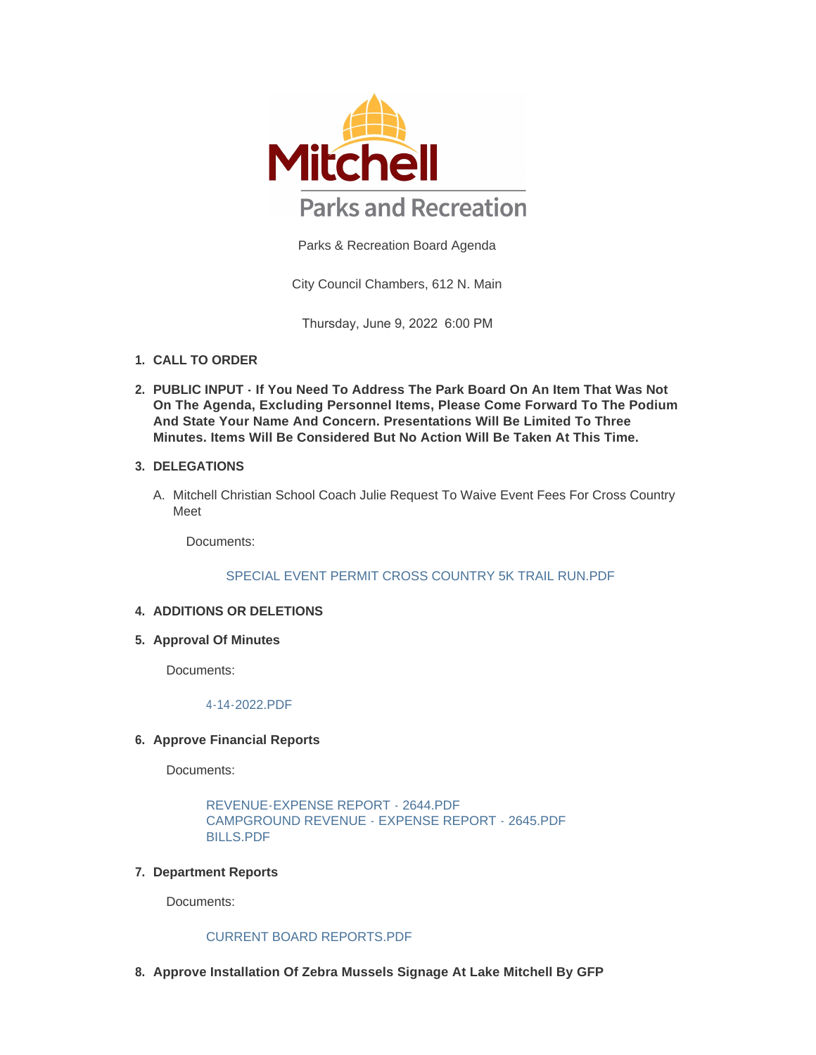Mitchell Parks and Recreation

Parks & Recreation Board Agenda

City Council Chambers, 612 N. Main

Thursday, June 9, 2022 6:00 PM

1. **CALL TO ORDER**

2. **PUBLIC INPUT - If You Need To Address The Park Board On An Item That Was Not On The Agenda, Excluding Personnel Items, Please Come Forward To The Podium And State Your Name And Concern. Presentations Will Be Limited To Three Minutes. Items Will Be Considered But No Action Will Be Taken At This Time.**

3. **DELEGATIONS**

   A. Mitchell Christian School Coach Julie Request To Waive Event Fees For Cross Country Meet

      Documents:

      SPECIAL EVENT PERMIT CROSS COUNTRY 5K TRAIL RUN.PDF

4. **ADDITIONS OR DELETIONS**

5. **Approval Of Minutes**

   Documents:

   4-14-2022.PDF

6. **Approve Financial Reports**

   Documents:

   REVENUE-EXPENSE REPORT - 2644.PDF
   CAMPGROUND REVENUE - EXPENSE REPORT - 2645.PDF
   BILLS.PDF

7. **Department Reports**

   Documents:

   CURRENT BOARD REPORTS.PDF

8. **Approve Installation Of Zebra Mussels Signage At Lake Mitchell By GFP**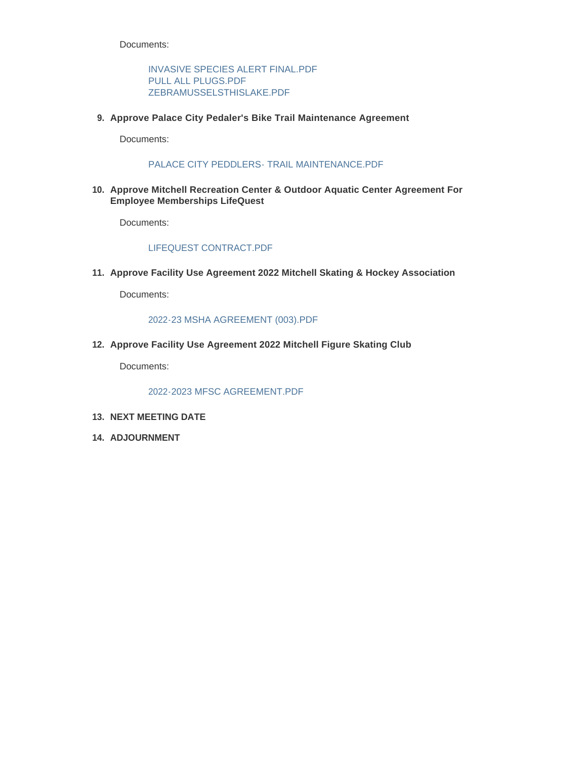Documents:

INVASIVE SPECIES ALERT FINAL.PDF
PULL ALL PLUGS.PDF
ZEBRAMUSSELSTHISLAKE.PDF

9. **Approve Palace City Pedaler's Bike Trail Maintenance Agreement**

   Documents:

   PALACE CITY PEDDLERS- TRAIL MAINTENANCE.PDF

10. **Approve Mitchell Recreation Center & Outdoor Aquatic Center Agreement For Employee Memberships LifeQuest**

    Documents:

    LIFEQUEST CONTRACT.PDF

11. **Approve Facility Use Agreement 2022 Mitchell Skating & Hockey Association**

    Documents:

    2022-23 MSHA AGREEMENT (003).PDF

12. **Approve Facility Use Agreement 2022 Mitchell Figure Skating Club**

    Documents:

    2022-2023 MFSC AGREEMENT.PDF

13. **NEXT MEETING DATE**

14. **ADJOURNMENT**